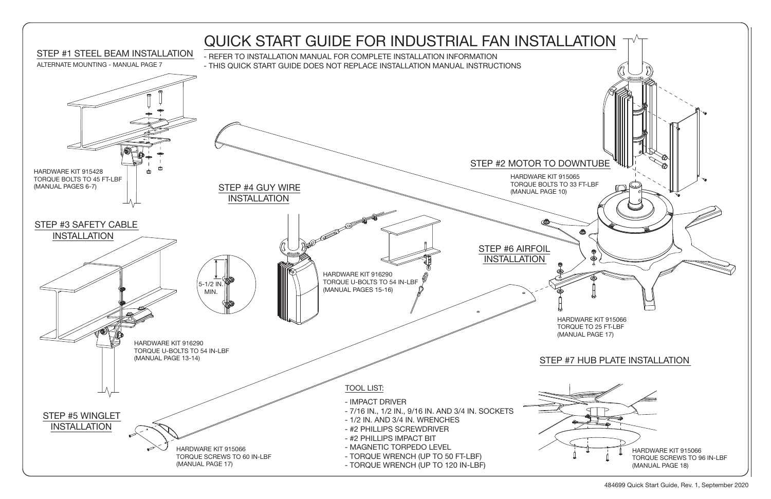# QUICK START GUIDE FOR INDUSTRIAL FAN INSTALLATION

- REFER TO INSTALLATION MANUAL FOR COMPLETE INSTALLATION INFORMATION
- THIS QUICK START GUIDE DOES NOT REPLACE INSTALLATION MANUAL INSTRUCTIONS

## STEP #1 STEEL BEAM INSTALLATION

ALTERNATE MOUNTING - MANUAL PAGE 7

HARDWARE KIT 915428
TORQUE BOLTS TO 45 FT-LBF
(MANUAL PAGES 6-7)

## STEP #2 MOTOR TO DOWNTUBE

HARDWARE KIT 915065
TORQUE BOLTS TO 33 FT-LBF
(MANUAL PAGE 10)

## STEP #3 SAFETY CABLE INSTALLATION

5-1/2 IN. MIN.

HARDWARE KIT 916290
TORQUE U-BOLTS TO 54 IN-LBF
(MANUAL PAGE 13-14)

## STEP #4 GUY WIRE INSTALLATION

HARDWARE KIT 916290
TORQUE U-BOLTS TO 54 IN-LBF
(MANUAL PAGES 15-16)

## STEP #5 WINGLET INSTALLATION

HARDWARE KIT 915066
TORQUE SCREWS TO 60 IN-LBF
(MANUAL PAGE 17)

## STEP #6 AIRFOIL INSTALLATION

HARDWARE KIT 915066
TORQUE TO 25 FT-LBF
(MANUAL PAGE 17)

## STEP #7 HUB PLATE INSTALLATION

HARDWARE KIT 915066
TORQUE SCREWS TO 96 IN-LBF
(MANUAL PAGE 18)

## TOOL LIST:

- IMPACT DRIVER
- 7/16 IN., 1/2 IN., 9/16 IN. AND 3/4 IN. SOCKETS
- 1/2 IN. AND 3/4 IN. WRENCHES
- #2 PHILLIPS SCREWDRIVER
- #2 PHILLIPS IMPACT BIT
- MAGNETIC TORPEDO LEVEL
- TORQUE WRENCH (UP TO 50 FT-LBF)
- TORQUE WRENCH (UP TO 120 IN-LBF)

484699 Quick Start Guide, Rev. 1, September 2020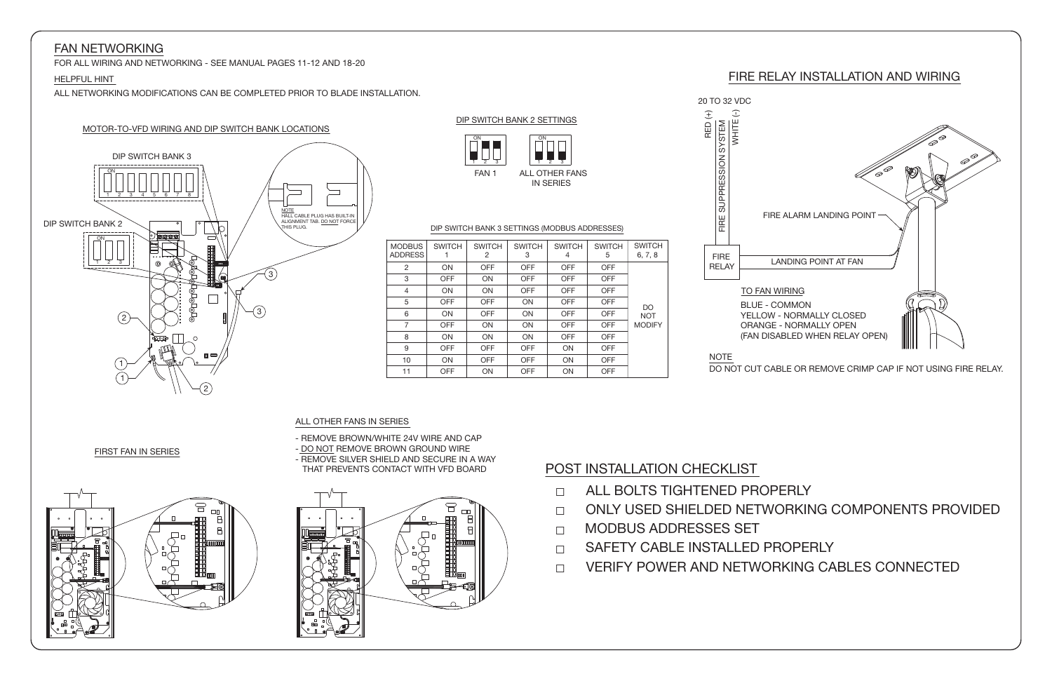## FAN NETWORKING

FOR ALL WIRING AND NETWORKING - SEE MANUAL PAGES 11-12 AND 18-20

HELPFUL HINT

ALL NETWORKING MODIFICATIONS CAN BE COMPLETED PRIOR TO BLADE INSTALLATION.

MOTOR-TO-VFD WIRING AND DIP SWITCH BANK LOCATIONS

DIP SWITCH BANK 3

DIP SWITCH BANK 2

NOTE
HALL CABLE PLUG HAS BUILT-IN ALIGNMENT TAB. DO NOT FORCE THIS PLUG.

DIP SWITCH BANK 2 SETTINGS

FAN 1

ALL OTHER FANS IN SERIES

DIP SWITCH BANK 3 SETTINGS (MODBUS ADDRESSES)

| MODBUS ADDRESS | SWITCH 1 | SWITCH 2 | SWITCH 3 | SWITCH 4 | SWITCH 5 | SWITCH 6, 7, 8 |
|---|---|---|---|---|---|---|
| 2 | ON | OFF | OFF | OFF | OFF | DO NOT MODIFY |
| 3 | OFF | ON | OFF | OFF | OFF | |
| 4 | ON | ON | OFF | OFF | OFF | |
| 5 | OFF | OFF | ON | OFF | OFF | |
| 6 | ON | OFF | ON | OFF | OFF | |
| 7 | OFF | ON | ON | OFF | OFF | |
| 8 | ON | ON | ON | OFF | OFF | |
| 9 | OFF | OFF | OFF | ON | OFF | |
| 10 | ON | OFF | OFF | ON | OFF | |
| 11 | OFF | ON | OFF | ON | OFF | |

FIRST FAN IN SERIES

ALL OTHER FANS IN SERIES

- REMOVE BROWN/WHITE 24V WIRE AND CAP
- DO NOT REMOVE BROWN GROUND WIRE
- REMOVE SILVER SHIELD AND SECURE IN A WAY THAT PREVENTS CONTACT WITH VFD BOARD

## FIRE RELAY INSTALLATION AND WIRING

20 TO 32 VDC

RED (+)

WHITE (-)

FIRE SUPPRESSION SYSTEM

FIRE ALARM LANDING POINT

FIRE RELAY

LANDING POINT AT FAN

TO FAN WIRING

BLUE - COMMON
YELLOW - NORMALLY CLOSED
ORANGE - NORMALLY OPEN
(FAN DISABLED WHEN RELAY OPEN)

NOTE

DO NOT CUT CABLE OR REMOVE CRIMP CAP IF NOT USING FIRE RELAY.

## POST INSTALLATION CHECKLIST

- ☐ ALL BOLTS TIGHTENED PROPERLY
- ☐ ONLY USED SHIELDED NETWORKING COMPONENTS PROVIDED
- ☐ MODBUS ADDRESSES SET
- ☐ SAFETY CABLE INSTALLED PROPERLY
- ☐ VERIFY POWER AND NETWORKING CABLES CONNECTED